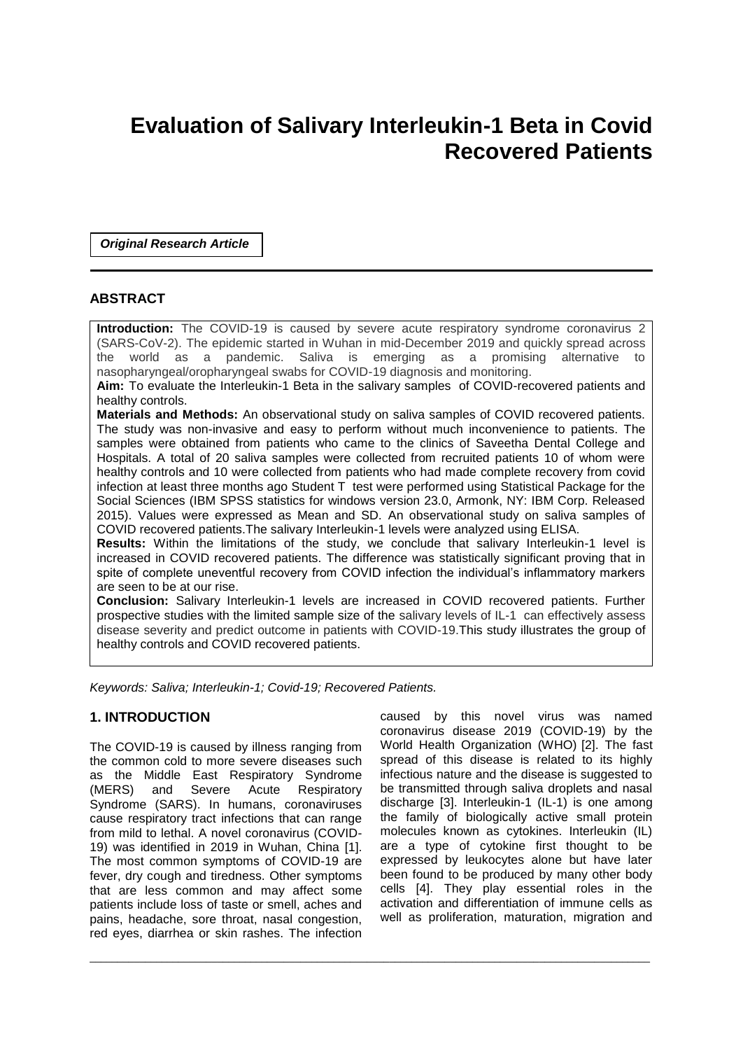# Evaluation of Salivary Interleukin-1 Beta in Covid Recovered Patients

***Original Research Article***

## ABSTRACT

**Introduction:** The COVID-19 is caused by severe acute respiratory syndrome coronavirus 2 (SARS-CoV-2). The epidemic started in Wuhan in mid-December 2019 and quickly spread across the world as a pandemic. Saliva is emerging as a promising alternative to nasopharyngeal/oropharyngeal swabs for COVID-19 diagnosis and monitoring.

**Aim:** To evaluate the Interleukin-1 Beta in the salivary samples of COVID-recovered patients and healthy controls.

**Materials and Methods:** An observational study on saliva samples of COVID recovered patients. The study was non-invasive and easy to perform without much inconvenience to patients. The samples were obtained from patients who came to the clinics of Saveetha Dental College and Hospitals. A total of 20 saliva samples were collected from recruited patients 10 of whom were healthy controls and 10 were collected from patients who had made complete recovery from covid infection at least three months ago Student T test were performed using Statistical Package for the Social Sciences (IBM SPSS statistics for windows version 23.0, Armonk, NY: IBM Corp. Released 2015). Values were expressed as Mean and SD. An observational study on saliva samples of COVID recovered patients.The salivary Interleukin-1 levels were analyzed using ELISA.

**Results:** Within the limitations of the study, we conclude that salivary Interleukin-1 level is increased in COVID recovered patients. The difference was statistically significant proving that in spite of complete uneventful recovery from COVID infection the individual's inflammatory markers are seen to be at our rise.

**Conclusion:** Salivary Interleukin-1 levels are increased in COVID recovered patients. Further prospective studies with the limited sample size of the salivary levels of IL-1 can effectively assess disease severity and predict outcome in patients with COVID-19.This study illustrates the group of healthy controls and COVID recovered patients.

*Keywords: Saliva; Interleukin-1; Covid-19; Recovered Patients.*

## 1. INTRODUCTION

The COVID-19 is caused by illness ranging from the common cold to more severe diseases such as the Middle East Respiratory Syndrome (MERS) and Severe Acute Respiratory Syndrome (SARS). In humans, coronaviruses cause respiratory tract infections that can range from mild to lethal. A novel coronavirus (COVID-19) was identified in 2019 in Wuhan, China [1]. The most common symptoms of COVID-19 are fever, dry cough and tiredness. Other symptoms that are less common and may affect some patients include loss of taste or smell, aches and pains, headache, sore throat, nasal congestion, red eyes, diarrhea or skin rashes. The infection caused by this novel virus was named coronavirus disease 2019 (COVID-19) by the World Health Organization (WHO) [2]. The fast spread of this disease is related to its highly infectious nature and the disease is suggested to be transmitted through saliva droplets and nasal discharge [3]. Interleukin-1 (IL-1) is one among the family of biologically active small protein molecules known as cytokines. Interleukin (IL) are a type of cytokine first thought to be expressed by leukocytes alone but have later been found to be produced by many other body cells [4]. They play essential roles in the activation and differentiation of immune cells as well as proliferation, maturation, migration and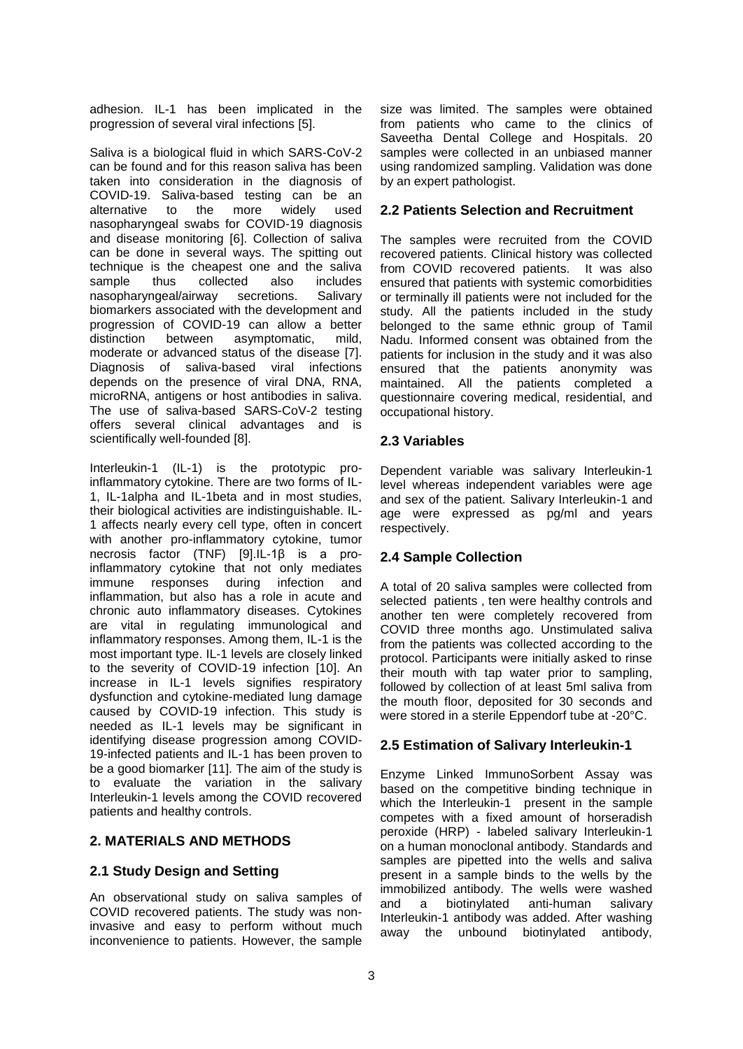adhesion. IL-1 has been implicated in the progression of several viral infections [5].

Saliva is a biological fluid in which SARS-CoV-2 can be found and for this reason saliva has been taken into consideration in the diagnosis of COVID-19. Saliva-based testing can be an alternative to the more widely used nasopharyngeal swabs for COVID-19 diagnosis and disease monitoring [6]. Collection of saliva can be done in several ways. The spitting out technique is the cheapest one and the saliva sample thus collected also includes nasopharyngeal/airway secretions. Salivary biomarkers associated with the development and progression of COVID-19 can allow a better distinction between asymptomatic, mild, moderate or advanced status of the disease [7]. Diagnosis of saliva-based viral infections depends on the presence of viral DNA, RNA, microRNA, antigens or host antibodies in saliva. The use of saliva-based SARS-CoV-2 testing offers several clinical advantages and is scientifically well-founded [8].

Interleukin-1 (IL-1) is the prototypic pro-inflammatory cytokine. There are two forms of IL-1, IL-1alpha and IL-1beta and in most studies, their biological activities are indistinguishable. IL-1 affects nearly every cell type, often in concert with another pro-inflammatory cytokine, tumor necrosis factor (TNF) [9].IL-1β is a pro-inflammatory cytokine that not only mediates immune responses during infection and inflammation, but also has a role in acute and chronic auto inflammatory diseases. Cytokines are vital in regulating immunological and inflammatory responses. Among them, IL-1 is the most important type. IL-1 levels are closely linked to the severity of COVID-19 infection [10]. An increase in IL-1 levels signifies respiratory dysfunction and cytokine-mediated lung damage caused by COVID-19 infection. This study is needed as IL-1 levels may be significant in identifying disease progression among COVID-19-infected patients and IL-1 has been proven to be a good biomarker [11]. The aim of the study is to evaluate the variation in the salivary Interleukin-1 levels among the COVID recovered patients and healthy controls.

## 2. MATERIALS AND METHODS

### 2.1 Study Design and Setting

An observational study on saliva samples of COVID recovered patients. The study was non-invasive and easy to perform without much inconvenience to patients. However, the sample size was limited. The samples were obtained from patients who came to the clinics of Saveetha Dental College and Hospitals. 20 samples were collected in an unbiased manner using randomized sampling. Validation was done by an expert pathologist.

### 2.2 Patients Selection and Recruitment

The samples were recruited from the COVID recovered patients. Clinical history was collected from COVID recovered patients. It was also ensured that patients with systemic comorbidities or terminally ill patients were not included for the study. All the patients included in the study belonged to the same ethnic group of Tamil Nadu. Informed consent was obtained from the patients for inclusion in the study and it was also ensured that the patients anonymity was maintained. All the patients completed a questionnaire covering medical, residential, and occupational history.

### 2.3 Variables

Dependent variable was salivary Interleukin-1 level whereas independent variables were age and sex of the patient. Salivary Interleukin-1 and age were expressed as pg/ml and years respectively.

### 2.4 Sample Collection

A total of 20 saliva samples were collected from selected patients , ten were healthy controls and another ten were completely recovered from COVID three months ago. Unstimulated saliva from the patients was collected according to the protocol. Participants were initially asked to rinse their mouth with tap water prior to sampling, followed by collection of at least 5ml saliva from the mouth floor, deposited for 30 seconds and were stored in a sterile Eppendorf tube at -20°C.

### 2.5 Estimation of Salivary Interleukin-1

Enzyme Linked ImmunoSorbent Assay was based on the competitive binding technique in which the Interleukin-1 present in the sample competes with a fixed amount of horseradish peroxide (HRP) - labeled salivary Interleukin-1 on a human monoclonal antibody. Standards and samples are pipetted into the wells and saliva present in a sample binds to the wells by the immobilized antibody. The wells were washed and a biotinylated anti-human salivary Interleukin-1 antibody was added. After washing away the unbound biotinylated antibody,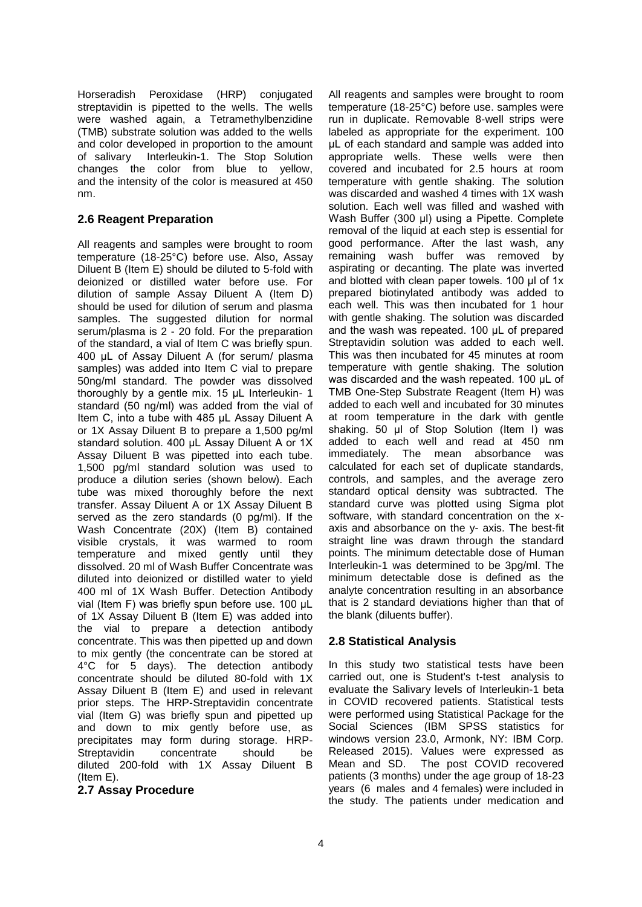Horseradish Peroxidase (HRP) conjugated streptavidin is pipetted to the wells. The wells were washed again, a Tetramethylbenzidine (TMB) substrate solution was added to the wells and color developed in proportion to the amount of salivary Interleukin-1. The Stop Solution changes the color from blue to yellow, and the intensity of the color is measured at 450 nm.

## 2.6 Reagent Preparation

All reagents and samples were brought to room temperature (18-25°C) before use. Also, Assay Diluent B (Item E) should be diluted to 5-fold with deionized or distilled water before use. For dilution of sample Assay Diluent A (Item D) should be used for dilution of serum and plasma samples. The suggested dilution for normal serum/plasma is 2 - 20 fold. For the preparation of the standard, a vial of Item C was briefly spun. 400 µL of Assay Diluent A (for serum/ plasma samples) was added into Item C vial to prepare 50ng/ml standard. The powder was dissolved thoroughly by a gentle mix. 15 µL Interleukin- 1 standard (50 ng/ml) was added from the vial of Item C, into a tube with 485 µL Assay Diluent A or 1X Assay Diluent B to prepare a 1,500 pg/ml standard solution. 400 µL Assay Diluent A or 1X Assay Diluent B was pipetted into each tube. 1,500 pg/ml standard solution was used to produce a dilution series (shown below). Each tube was mixed thoroughly before the next transfer. Assay Diluent A or 1X Assay Diluent B served as the zero standards (0 pg/ml). If the Wash Concentrate (20X) (Item B) contained visible crystals, it was warmed to room temperature and mixed gently until they dissolved. 20 ml of Wash Buffer Concentrate was diluted into deionized or distilled water to yield 400 ml of 1X Wash Buffer. Detection Antibody vial (Item F) was briefly spun before use. 100 µL of 1X Assay Diluent B (Item E) was added into the vial to prepare a detection antibody concentrate. This was then pipetted up and down to mix gently (the concentrate can be stored at 4°C for 5 days). The detection antibody concentrate should be diluted 80-fold with 1X Assay Diluent B (Item E) and used in relevant prior steps. The HRP-Streptavidin concentrate vial (Item G) was briefly spun and pipetted up and down to mix gently before use, as precipitates may form during storage. HRP-Streptavidin concentrate should be diluted 200-fold with 1X Assay Diluent B (Item E).

## 2.7 Assay Procedure

All reagents and samples were brought to room temperature (18-25°C) before use. samples were run in duplicate. Removable 8-well strips were labeled as appropriate for the experiment. 100 µL of each standard and sample was added into appropriate wells. These wells were then covered and incubated for 2.5 hours at room temperature with gentle shaking. The solution was discarded and washed 4 times with 1X wash solution. Each well was filled and washed with Wash Buffer (300 µl) using a Pipette. Complete removal of the liquid at each step is essential for good performance. After the last wash, any remaining wash buffer was removed by aspirating or decanting. The plate was inverted and blotted with clean paper towels. 100 µl of 1x prepared biotinylated antibody was added to each well. This was then incubated for 1 hour with gentle shaking. The solution was discarded and the wash was repeated. 100 µL of prepared Streptavidin solution was added to each well. This was then incubated for 45 minutes at room temperature with gentle shaking. The solution was discarded and the wash repeated. 100 µL of TMB One-Step Substrate Reagent (Item H) was added to each well and incubated for 30 minutes at room temperature in the dark with gentle shaking. 50 µl of Stop Solution (Item I) was added to each well and read at 450 nm immediately. The mean absorbance was calculated for each set of duplicate standards, controls, and samples, and the average zero standard optical density was subtracted. The standard curve was plotted using Sigma plot software, with standard concentration on the x-axis and absorbance on the y- axis. The best-fit straight line was drawn through the standard points. The minimum detectable dose of Human Interleukin-1 was determined to be 3pg/ml. The minimum detectable dose is defined as the analyte concentration resulting in an absorbance that is 2 standard deviations higher than that of the blank (diluents buffer).

## 2.8 Statistical Analysis

In this study two statistical tests have been carried out, one is Student's t-test analysis to evaluate the Salivary levels of Interleukin-1 beta in COVID recovered patients. Statistical tests were performed using Statistical Package for the Social Sciences (IBM SPSS statistics for windows version 23.0, Armonk, NY: IBM Corp. Released 2015). Values were expressed as Mean and SD. The post COVID recovered patients (3 months) under the age group of 18-23 years (6 males and 4 females) were included in the study. The patients under medication and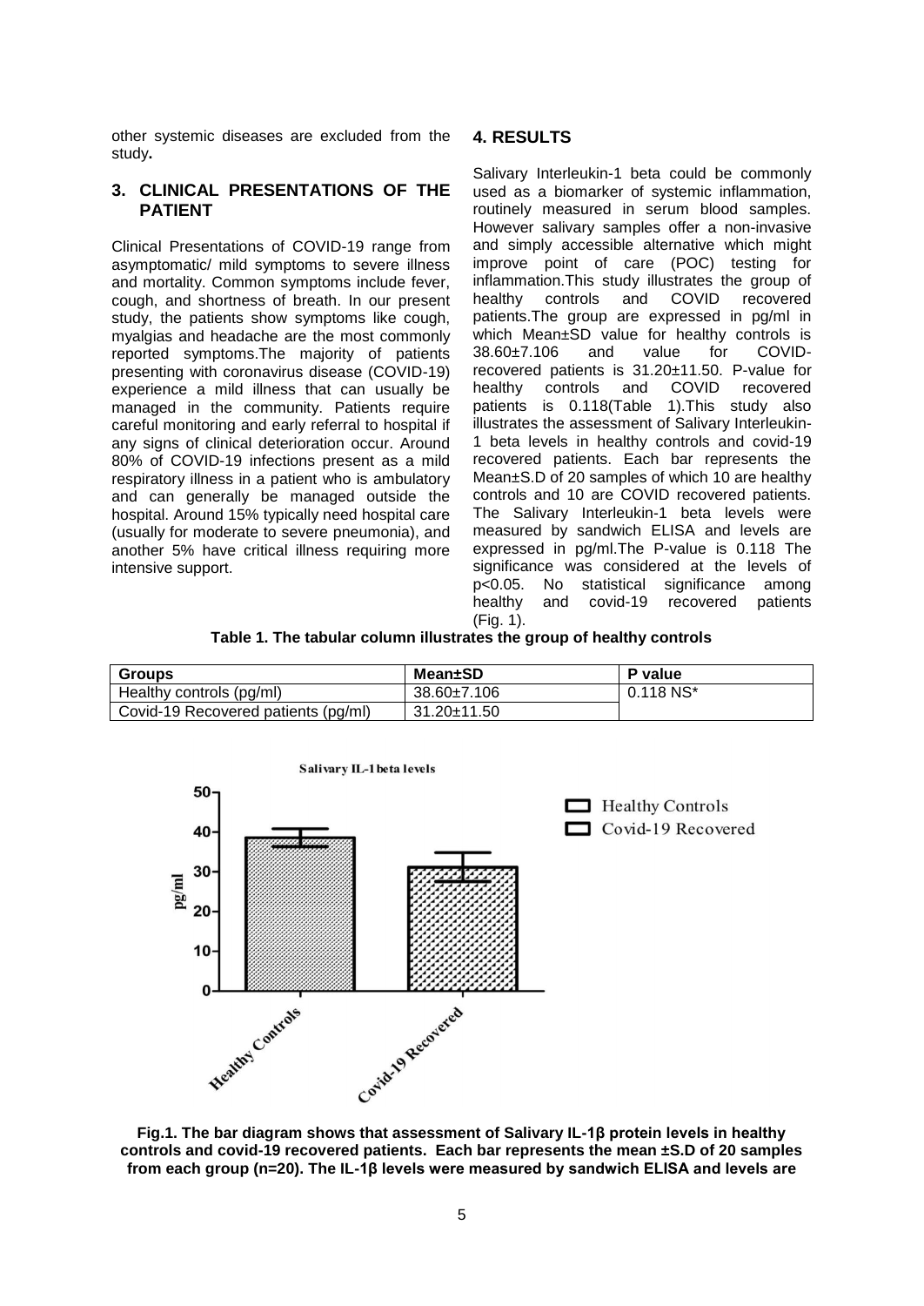other systemic diseases are excluded from the study**.**

## 3. CLINICAL PRESENTATIONS OF THE PATIENT

Clinical Presentations of COVID-19 range from asymptomatic/ mild symptoms to severe illness and mortality. Common symptoms include fever, cough, and shortness of breath. In our present study, the patients show symptoms like cough, myalgias and headache are the most commonly reported symptoms.The majority of patients presenting with coronavirus disease (COVID-19) experience a mild illness that can usually be managed in the community. Patients require careful monitoring and early referral to hospital if any signs of clinical deterioration occur. Around 80% of COVID-19 infections present as a mild respiratory illness in a patient who is ambulatory and can generally be managed outside the hospital. Around 15% typically need hospital care (usually for moderate to severe pneumonia), and another 5% have critical illness requiring more intensive support.

## 4. RESULTS

Salivary Interleukin-1 beta could be commonly used as a biomarker of systemic inflammation, routinely measured in serum blood samples. However salivary samples offer a non-invasive and simply accessible alternative which might improve point of care (POC) testing for inflammation.This study illustrates the group of healthy controls and COVID recovered patients.The group are expressed in pg/ml in which Mean±SD value for healthy controls is 38.60±7.106 and value for COVID-recovered patients is 31.20±11.50. P-value for healthy controls and COVID recovered patients is 0.118(Table 1).This study also illustrates the assessment of Salivary Interleukin-1 beta levels in healthy controls and covid-19 recovered patients. Each bar represents the Mean±S.D of 20 samples of which 10 are healthy controls and 10 are COVID recovered patients. The Salivary Interleukin-1 beta levels were measured by sandwich ELISA and levels are expressed in pg/ml.The P-value is 0.118 The significance was considered at the levels of $p<0.05$. No statistical significance among healthy and covid-19 recovered patients (Fig. 1).

**Table 1. The tabular column illustrates the group of healthy controls**

| Groups | Mean±SD | P value |
|---|---|---|
| Healthy controls (pg/ml) | 38.60±7.106 | 0.118 NS* |
| Covid-19 Recovered patients (pg/ml) | 31.20±11.50 | |

**Fig.1. The bar diagram shows that assessment of Salivary IL-1β protein levels in healthy controls and covid-19 recovered patients. Each bar represents the mean ±S.D of 20 samples from each group (n=20). The IL-1β levels were measured by sandwich ELISA and levels are**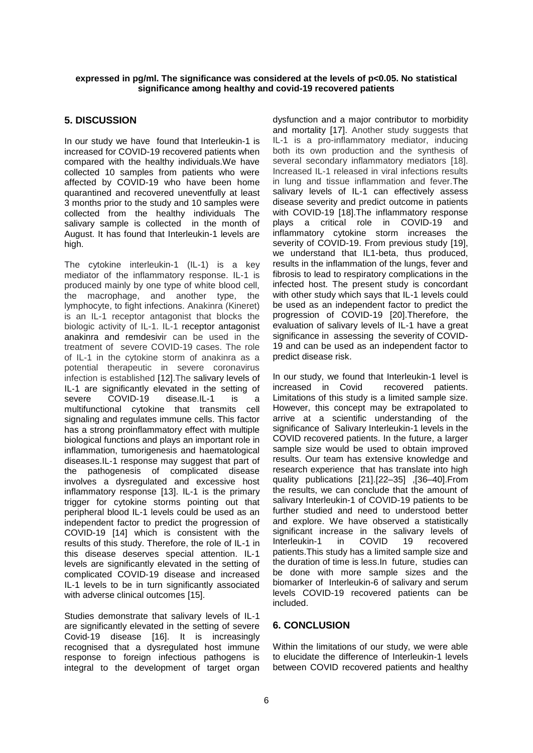**expressed in pg/ml. The significance was considered at the levels of p<0.05. No statistical significance among healthy and covid-19 recovered patients**

## 5. DISCUSSION

In our study we have found that Interleukin-1 is increased for COVID-19 recovered patients when compared with the healthy individuals.We have collected 10 samples from patients who were affected by COVID-19 who have been home quarantined and recovered uneventfully at least 3 months prior to the study and 10 samples were collected from the healthy individuals The salivary sample is collected in the month of August. It has found that Interleukin-1 levels are high.

The cytokine interleukin-1 (IL-1) is a key mediator of the inflammatory response. IL-1 is produced mainly by one type of white blood cell, the macrophage, and another type, the lymphocyte, to fight infections. Anakinra (Kineret) is an IL-1 receptor antagonist that blocks the biologic activity of IL-1. IL-1 receptor antagonist anakinra and remdesivir can be used in the treatment of severe COVID-19 cases. The role of IL-1 in the cytokine storm of anakinra as a potential therapeutic in severe coronavirus infection is established [12].The salivary levels of IL-1 are significantly elevated in the setting of severe COVID-19 disease.IL-1 is a multifunctional cytokine that transmits cell signaling and regulates immune cells. This factor has a strong proinflammatory effect with multiple biological functions and plays an important role in inflammation, tumorigenesis and haematological diseases.IL-1 response may suggest that part of the pathogenesis of complicated disease involves a dysregulated and excessive host inflammatory response [13]. IL-1 is the primary trigger for cytokine storms pointing out that peripheral blood IL-1 levels could be used as an independent factor to predict the progression of COVID-19 [14] which is consistent with the results of this study. Therefore, the role of IL-1 in this disease deserves special attention. IL-1 levels are significantly elevated in the setting of complicated COVID-19 disease and increased IL-1 levels to be in turn significantly associated with adverse clinical outcomes [15].

Studies demonstrate that salivary levels of IL-1 are significantly elevated in the setting of severe Covid-19 disease [16]. It is increasingly recognised that a dysregulated host immune response to foreign infectious pathogens is integral to the development of target organ dysfunction and a major contributor to morbidity and mortality [17]. Another study suggests that IL-1 is a pro-inflammatory mediator, inducing both its own production and the synthesis of several secondary inflammatory mediators [18]. Increased IL-1 released in viral infections results in lung and tissue inflammation and fever.The salivary levels of IL-1 can effectively assess disease severity and predict outcome in patients with COVID-19 [18].The inflammatory response plays a critical role in COVID-19 and inflammatory cytokine storm increases the severity of COVID-19. From previous study [19], we understand that IL1-beta, thus produced, results in the inflammation of the lungs, fever and fibrosis to lead to respiratory complications in the infected host. The present study is concordant with other study which says that IL-1 levels could be used as an independent factor to predict the progression of COVID-19 [20].Therefore, the evaluation of salivary levels of IL-1 have a great significance in assessing the severity of COVID-19 and can be used as an independent factor to predict disease risk.

In our study, we found that Interleukin-1 level is increased in Covid recovered patients. Limitations of this study is a limited sample size. However, this concept may be extrapolated to arrive at a scientific understanding of the significance of Salivary Interleukin-1 levels in the COVID recovered patients. In the future, a larger sample size would be used to obtain improved results. Our team has extensive knowledge and research experience that has translate into high quality publications [21].[22–35] ,[36–40].From the results, we can conclude that the amount of salivary Interleukin-1 of COVID-19 patients to be further studied and need to understood better and explore. We have observed a statistically significant increase in the salivary levels of Interleukin-1 in COVID 19 recovered patients.This study has a limited sample size and the duration of time is less.In future, studies can be done with more sample sizes and the biomarker of Interleukin-6 of salivary and serum levels COVID-19 recovered patients can be included.

## 6. CONCLUSION

Within the limitations of our study, we were able to elucidate the difference of Interleukin-1 levels between COVID recovered patients and healthy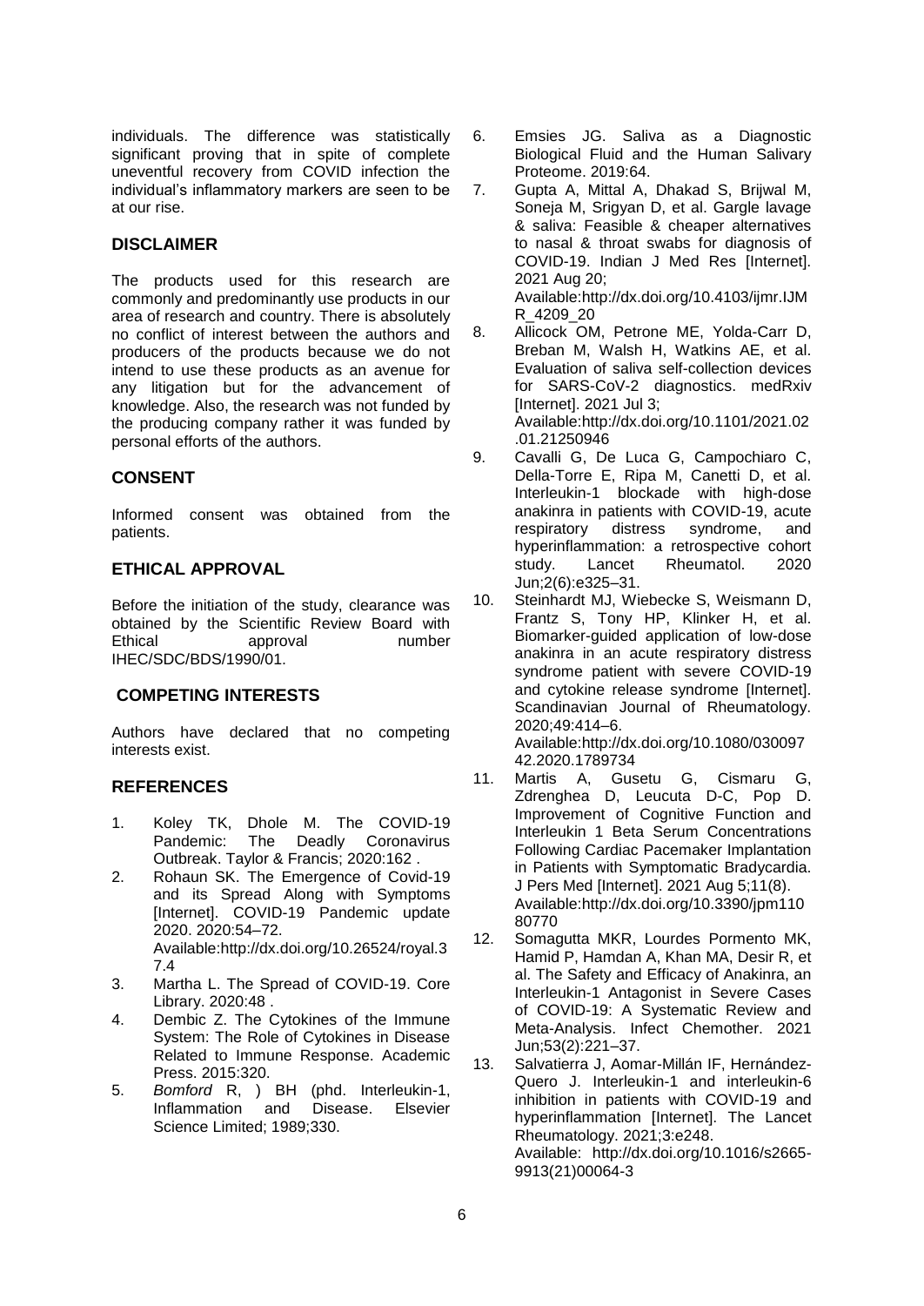individuals. The difference was statistically significant proving that in spite of complete uneventful recovery from COVID infection the individual's inflammatory markers are seen to be at our rise.

## DISCLAIMER

The products used for this research are commonly and predominantly use products in our area of research and country. There is absolutely no conflict of interest between the authors and producers of the products because we do not intend to use these products as an avenue for any litigation but for the advancement of knowledge. Also, the research was not funded by the producing company rather it was funded by personal efforts of the authors.

## CONSENT

Informed consent was obtained from the patients.

## ETHICAL APPROVAL

Before the initiation of the study, clearance was obtained by the Scientific Review Board with Ethical approval number IHEC/SDC/BDS/1990/01.

## COMPETING INTERESTS

Authors have declared that no competing interests exist.

## REFERENCES

1. Koley TK, Dhole M. The COVID-19 Pandemic: The Deadly Coronavirus Outbreak. Taylor & Francis; 2020:162 .
2. Rohaun SK. The Emergence of Covid-19 and its Spread Along with Symptoms [Internet]. COVID-19 Pandemic update 2020. 2020:54–72. Available:http://dx.doi.org/10.26524/royal.37.4
3. Martha L. The Spread of COVID-19. Core Library. 2020:48 .
4. Dembic Z. The Cytokines of the Immune System: The Role of Cytokines in Disease Related to Immune Response. Academic Press. 2015:320.
5. *Bomford* R, ) BH (phd. Interleukin-1, Inflammation and Disease. Elsevier Science Limited; 1989;330.
6. Emsies JG. Saliva as a Diagnostic Biological Fluid and the Human Salivary Proteome. 2019:64.
7. Gupta A, Mittal A, Dhakad S, Brijwal M, Soneja M, Srigyan D, et al. Gargle lavage & saliva: Feasible & cheaper alternatives to nasal & throat swabs for diagnosis of COVID-19. Indian J Med Res [Internet]. 2021 Aug 20; Available:http://dx.doi.org/10.4103/ijmr.IJMR_4209_20
8. Allicock OM, Petrone ME, Yolda-Carr D, Breban M, Walsh H, Watkins AE, et al. Evaluation of saliva self-collection devices for SARS-CoV-2 diagnostics. medRxiv [Internet]. 2021 Jul 3; Available:http://dx.doi.org/10.1101/2021.02.01.21250946
9. Cavalli G, De Luca G, Campochiaro C, Della-Torre E, Ripa M, Canetti D, et al. Interleukin-1 blockade with high-dose anakinra in patients with COVID-19, acute respiratory distress syndrome, and hyperinflammation: a retrospective cohort study. Lancet Rheumatol. 2020 Jun;2(6):e325–31.
10. Steinhardt MJ, Wiebecke S, Weismann D, Frantz S, Tony HP, Klinker H, et al. Biomarker-guided application of low-dose anakinra in an acute respiratory distress syndrome patient with severe COVID-19 and cytokine release syndrome [Internet]. Scandinavian Journal of Rheumatology. 2020;49:414–6. Available:http://dx.doi.org/10.1080/03009742.2020.1789734
11. Martis A, Gusetu G, Cismaru G, Zdrenghea D, Leucuta D-C, Pop D. Improvement of Cognitive Function and Interleukin 1 Beta Serum Concentrations Following Cardiac Pacemaker Implantation in Patients with Symptomatic Bradycardia. J Pers Med [Internet]. 2021 Aug 5;11(8). Available:http://dx.doi.org/10.3390/jpm11080770
12. Somagutta MKR, Lourdes Pormento MK, Hamid P, Hamdan A, Khan MA, Desir R, et al. The Safety and Efficacy of Anakinra, an Interleukin-1 Antagonist in Severe Cases of COVID-19: A Systematic Review and Meta-Analysis. Infect Chemother. 2021 Jun;53(2):221–37.
13. Salvatierra J, Aomar-Millán IF, Hernández-Quero J. Interleukin-1 and interleukin-6 inhibition in patients with COVID-19 and hyperinflammation [Internet]. The Lancet Rheumatology. 2021;3:e248. Available: http://dx.doi.org/10.1016/s2665-9913(21)00064-3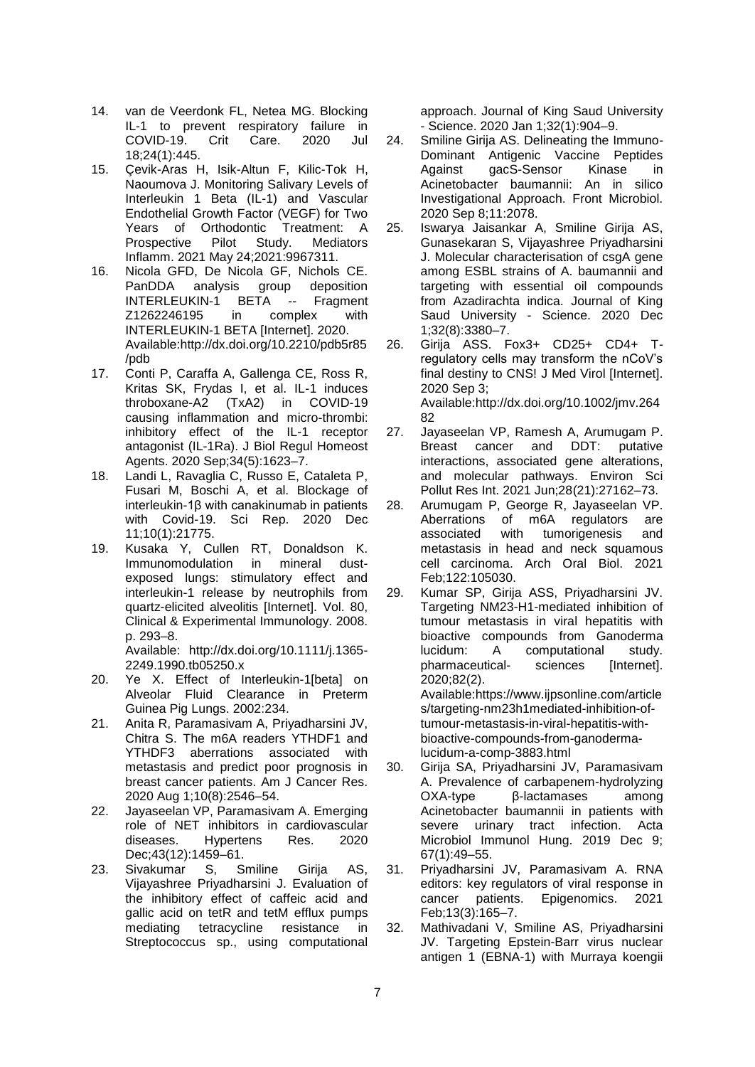14. van de Veerdonk FL, Netea MG. Blocking IL-1 to prevent respiratory failure in COVID-19. Crit Care. 2020 Jul 18;24(1):445.
15. Çevik-Aras H, Isik-Altun F, Kilic-Tok H, Naoumova J. Monitoring Salivary Levels of Interleukin 1 Beta (IL-1) and Vascular Endothelial Growth Factor (VEGF) for Two Years of Orthodontic Treatment: A Prospective Pilot Study. Mediators Inflamm. 2021 May 24;2021:9967311.
16. Nicola GFD, De Nicola GF, Nichols CE. PanDDA analysis group deposition INTERLEUKIN-1 BETA -- Fragment Z1262246195 in complex with INTERLEUKIN-1 BETA [Internet]. 2020. Available:http://dx.doi.org/10.2210/pdb5r85/pdb
17. Conti P, Caraffa A, Gallenga CE, Ross R, Kritas SK, Frydas I, et al. IL-1 induces throboxane-A2 (TxA2) in COVID-19 causing inflammation and micro-thrombi: inhibitory effect of the IL-1 receptor antagonist (IL-1Ra). J Biol Regul Homeost Agents. 2020 Sep;34(5):1623–7.
18. Landi L, Ravaglia C, Russo E, Cataleta P, Fusari M, Boschi A, et al. Blockage of interleukin-1β with canakinumab in patients with Covid-19. Sci Rep. 2020 Dec 11;10(1):21775.
19. Kusaka Y, Cullen RT, Donaldson K. Immunomodulation in mineral dust-exposed lungs: stimulatory effect and interleukin-1 release by neutrophils from quartz-elicited alveolitis [Internet]. Vol. 80, Clinical & Experimental Immunology. 2008. p. 293–8. Available: http://dx.doi.org/10.1111/j.1365-2249.1990.tb05250.x
20. Ye X. Effect of Interleukin-1[beta] on Alveolar Fluid Clearance in Preterm Guinea Pig Lungs. 2002:234.
21. Anita R, Paramasivam A, Priyadharsini JV, Chitra S. The m6A readers YTHDF1 and YTHDF3 aberrations associated with metastasis and predict poor prognosis in breast cancer patients. Am J Cancer Res. 2020 Aug 1;10(8):2546–54.
22. Jayaseelan VP, Paramasivam A. Emerging role of NET inhibitors in cardiovascular diseases. Hypertens Res. 2020 Dec;43(12):1459–61.
23. Sivakumar S, Smiline Girija AS, Vijayashree Priyadharsini J. Evaluation of the inhibitory effect of caffeic acid and gallic acid on tetR and tetM efflux pumps mediating tetracycline resistance in Streptococcus sp., using computational approach. Journal of King Saud University - Science. 2020 Jan 1;32(1):904–9.
24. Smiline Girija AS. Delineating the Immuno-Dominant Antigenic Vaccine Peptides Against gacS-Sensor Kinase in Acinetobacter baumannii: An in silico Investigational Approach. Front Microbiol. 2020 Sep 8;11:2078.
25. Iswarya Jaisankar A, Smiline Girija AS, Gunasekaran S, Vijayashree Priyadharsini J. Molecular characterisation of csgA gene among ESBL strains of A. baumannii and targeting with essential oil compounds from Azadirachta indica. Journal of King Saud University - Science. 2020 Dec 1;32(8):3380–7.
26. Girija ASS. Fox3+ CD25+ CD4+ T-regulatory cells may transform the nCoV's final destiny to CNS! J Med Virol [Internet]. 2020 Sep 3; Available:http://dx.doi.org/10.1002/jmv.26482
27. Jayaseelan VP, Ramesh A, Arumugam P. Breast cancer and DDT: putative interactions, associated gene alterations, and molecular pathways. Environ Sci Pollut Res Int. 2021 Jun;28(21):27162–73.
28. Arumugam P, George R, Jayaseelan VP. Aberrations of m6A regulators are associated with tumorigenesis and metastasis in head and neck squamous cell carcinoma. Arch Oral Biol. 2021 Feb;122:105030.
29. Kumar SP, Girija ASS, Priyadharsini JV. Targeting NM23-H1-mediated inhibition of tumour metastasis in viral hepatitis with bioactive compounds from Ganoderma lucidum: A computational study. pharmaceutical- sciences [Internet]. 2020;82(2). Available:https://www.ijpsonline.com/articles/targeting-nm23h1mediated-inhibition-of-tumour-metastasis-in-viral-hepatitis-with-bioactive-compounds-from-ganoderma-lucidum-a-comp-3883.html
30. Girija SA, Priyadharsini JV, Paramasivam A. Prevalence of carbapenem-hydrolyzing OXA-type β-lactamases among Acinetobacter baumannii in patients with severe urinary tract infection. Acta Microbiol Immunol Hung. 2019 Dec 9; 67(1):49–55.
31. Priyadharsini JV, Paramasivam A. RNA editors: key regulators of viral response in cancer patients. Epigenomics. 2021 Feb;13(3):165–7.
32. Mathivadani V, Smiline AS, Priyadharsini JV. Targeting Epstein-Barr virus nuclear antigen 1 (EBNA-1) with Murraya koengii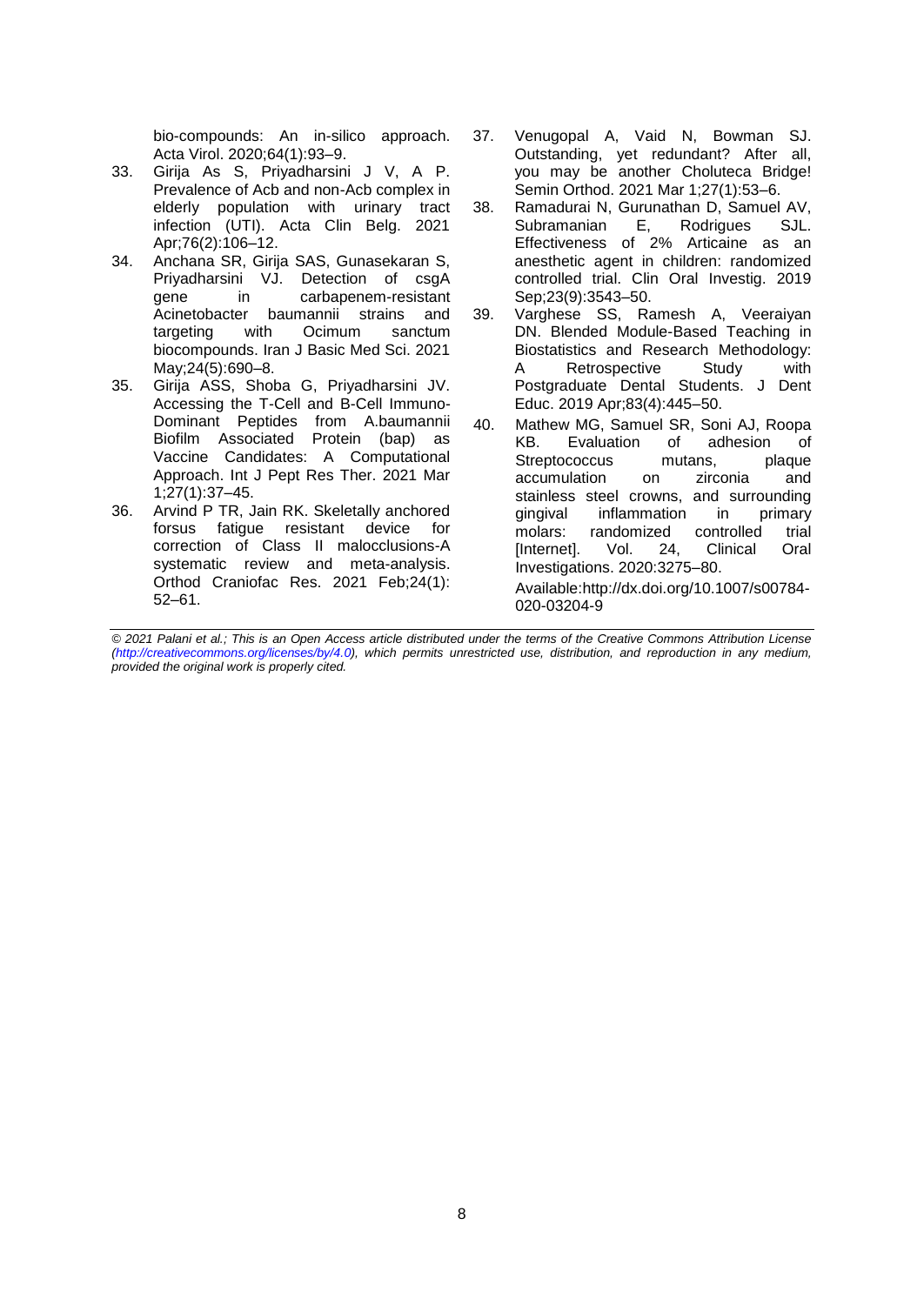bio-compounds: An in-silico approach. Acta Virol. 2020;64(1):93–9.

33. Girija As S, Priyadharsini J V, A P. Prevalence of Acb and non-Acb complex in elderly population with urinary tract infection (UTI). Acta Clin Belg. 2021 Apr;76(2):106–12.
34. Anchana SR, Girija SAS, Gunasekaran S, Priyadharsini VJ. Detection of csgA gene in carbapenem-resistant Acinetobacter baumannii strains and targeting with Ocimum sanctum biocompounds. Iran J Basic Med Sci. 2021 May;24(5):690–8.
35. Girija ASS, Shoba G, Priyadharsini JV. Accessing the T-Cell and B-Cell Immuno-Dominant Peptides from A.baumannii Biofilm Associated Protein (bap) as Vaccine Candidates: A Computational Approach. Int J Pept Res Ther. 2021 Mar 1;27(1):37–45.
36. Arvind P TR, Jain RK. Skeletally anchored forsus fatigue resistant device for correction of Class II malocclusions-A systematic review and meta-analysis. Orthod Craniofac Res. 2021 Feb;24(1): 52–61.
37. Venugopal A, Vaid N, Bowman SJ. Outstanding, yet redundant? After all, you may be another Choluteca Bridge! Semin Orthod. 2021 Mar 1;27(1):53–6.
38. Ramadurai N, Gurunathan D, Samuel AV, Subramanian E, Rodrigues SJL. Effectiveness of 2% Articaine as an anesthetic agent in children: randomized controlled trial. Clin Oral Investig. 2019 Sep;23(9):3543–50.
39. Varghese SS, Ramesh A, Veeraiyan DN. Blended Module-Based Teaching in Biostatistics and Research Methodology: A Retrospective Study with Postgraduate Dental Students. J Dent Educ. 2019 Apr;83(4):445–50.
40. Mathew MG, Samuel SR, Soni AJ, Roopa KB. Evaluation of adhesion of Streptococcus mutans, plaque accumulation on zirconia and stainless steel crowns, and surrounding gingival inflammation in primary molars: randomized controlled trial [Internet]. Vol. 24, Clinical Oral Investigations. 2020:3275–80.
    Available:http://dx.doi.org/10.1007/s00784-020-03204-9

---

*© 2021 Palani et al.; This is an Open Access article distributed under the terms of the Creative Commons Attribution License (http://creativecommons.org/licenses/by/4.0), which permits unrestricted use, distribution, and reproduction in any medium, provided the original work is properly cited.*